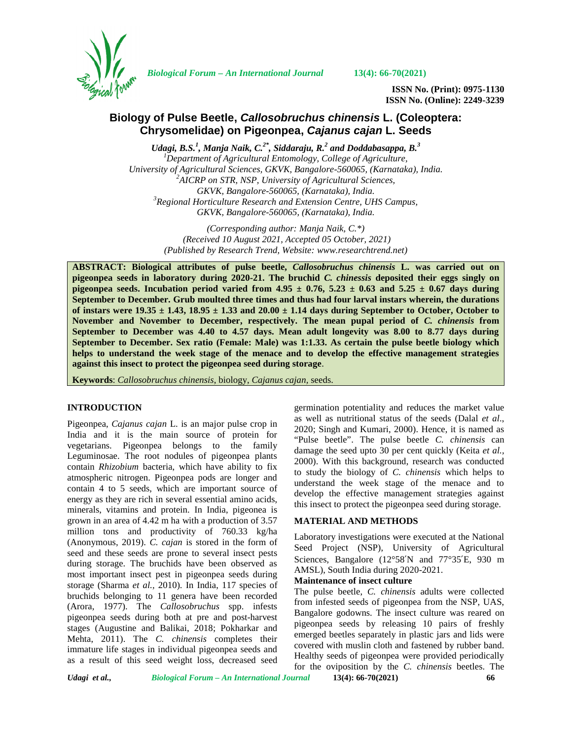ISSN No. (Print): 0975-1130
ISSN No. (Online): 2249-3239

# Biology of Pulse Beetle, *Callosobruchus chinensis* L. (Coleoptera: Chrysomelidae) on Pigeonpea, *Cajanus cajan* L. Seeds

***Udagi, B.S.[1], Manja Naik, C.[2*], Siddaraju, R.[2] and Doddabasappa, B.[3]***

[1]*Department of Agricultural Entomology, College of Agriculture, University of Agricultural Sciences, GKVK, Bangalore-560065, (Karnataka), India.*
[2]*AICRP on STR, NSP, University of Agricultural Sciences, GKVK, Bangalore-560065, (Karnataka), India.*
[3]*Regional Horticulture Research and Extension Centre, UHS Campus, GKVK, Bangalore-560065, (Karnataka), India.*

*(Corresponding author: Manja Naik, C.\*)*
*(Received 10 August 2021, Accepted 05 October, 2021)*
*(Published by Research Trend, Website: www.researchtrend.net)*

**ABSTRACT: Biological attributes of pulse beetle, *Callosobruchus chinensis* L. was carried out on pigeonpea seeds in laboratory during 2020-21. The bruchid *C. chinessis* deposited their eggs singly on pigeonpea seeds. Incubation period varied from 4.95 ± 0.76, 5.23 ± 0.63 and 5.25 ± 0.67 days during September to December. Grub moulted three times and thus had four larval instars wherein, the durations of instars were 19.35 ± 1.43, 18.95 ± 1.33 and 20.00 ± 1.14 days during September to October, October to November and November to December, respectively. The mean pupal period of *C. chinensis* from September to December was 4.40 to 4.57 days. Mean adult longevity was 8.00 to 8.77 days during September to December. Sex ratio (Female: Male) was 1:1.33. As certain the pulse beetle biology which helps to understand the week stage of the menace and to develop the effective management strategies against this insect to protect the pigeonpea seed during storage**.

**Keywords**: *Callosobruchus chinensis*, biology, *Cajanus cajan*, seeds.

## INTRODUCTION

Pigeonpea, *Cajanus cajan* L. is an major pulse crop in India and it is the main source of protein for vegetarians. Pigeonpea belongs to the family Leguminosae. The root nodules of pigeonpea plants contain *Rhizobium* bacteria, which have ability to fix atmospheric nitrogen. Pigeonpea pods are longer and contain 4 to 5 seeds, which are important source of energy as they are rich in several essential amino acids, minerals, vitamins and protein. In India, pigeonea is grown in an area of 4.42 m ha with a production of 3.57 million tons and productivity of 760.33 kg/ha (Anonymous, 2019). *C. cajan* is stored in the form of seed and these seeds are prone to several insect pests during storage. The bruchids have been observed as most important insect pest in pigeonpea seeds during storage (Sharma *et al.,* 2010). In India, 117 species of bruchids belonging to 11 genera have been recorded (Arora, 1977). The *Callosobruchus* spp. infests pigeonpea seeds during both at pre and post-harvest stages (Augustine and Balikai, 2018; Pokharkar and Mehta, 2011). The *C. chinensis* completes their immature life stages in individual pigeonpea seeds and as a result of this seed weight loss, decreased seed germination potentiality and reduces the market value as well as nutritional status of the seeds (Dalal *et al*., 2020; Singh and Kumari, 2000). Hence, it is named as "Pulse beetle". The pulse beetle *C. chinensis* can damage the seed upto 30 per cent quickly (Keita *et al.,* 2000). With this background, research was conducted to study the biology of *C. chinensis* which helps to understand the week stage of the menace and to develop the effective management strategies against this insect to protect the pigeonpea seed during storage.

## MATERIAL AND METHODS

Laboratory investigations were executed at the National Seed Project (NSP), University of Agricultural Sciences, Bangalore (12°58′N and 77°35′E, 930 m AMSL), South India during 2020-2021.

### Maintenance of insect culture

The pulse beetle, *C. chinensis* adults were collected from infested seeds of pigeonpea from the NSP, UAS, Bangalore godowns. The insect culture was reared on pigeonpea seeds by releasing 10 pairs of freshly emerged beetles separately in plastic jars and lids were covered with muslin cloth and fastened by rubber band. Healthy seeds of pigeonpea were provided periodically for the oviposition by the *C. chinensis* beetles. The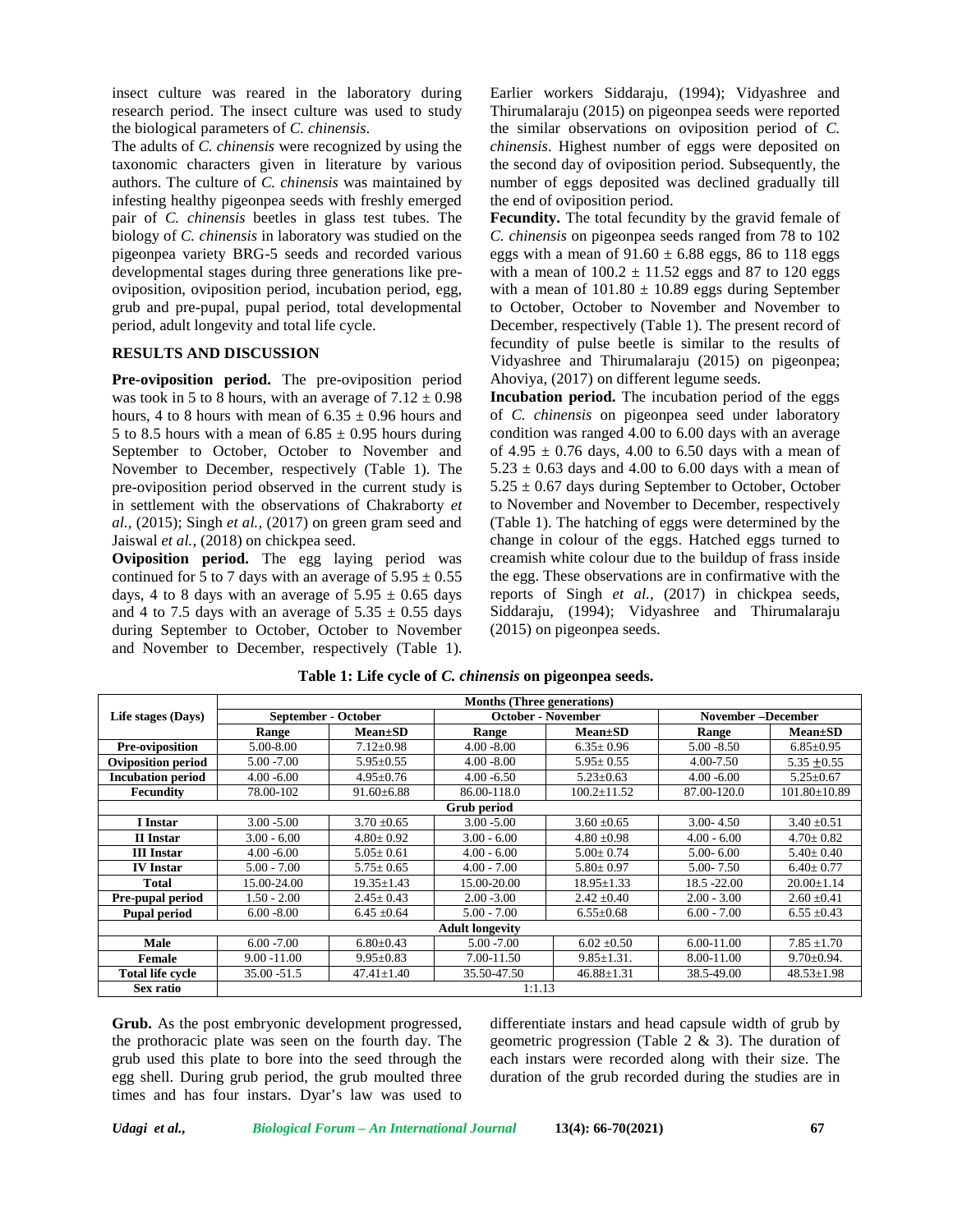insect culture was reared in the laboratory during research period. The insect culture was used to study the biological parameters of *C. chinensis*.

The adults of *C. chinensis* were recognized by using the taxonomic characters given in literature by various authors. The culture of *C. chinensis* was maintained by infesting healthy pigeonpea seeds with freshly emerged pair of *C. chinensis* beetles in glass test tubes. The biology of *C. chinensis* in laboratory was studied on the pigeonpea variety BRG-5 seeds and recorded various developmental stages during three generations like pre-oviposition, oviposition period, incubation period, egg, grub and pre-pupal, pupal period, total developmental period, adult longevity and total life cycle.

## RESULTS AND DISCUSSION

**Pre-oviposition period.** The pre-oviposition period was took in 5 to 8 hours, with an average of 7.12 ± 0.98 hours, 4 to 8 hours with mean of 6.35 ± 0.96 hours and 5 to 8.5 hours with a mean of 6.85 ± 0.95 hours during September to October, October to November and November to December, respectively (Table 1). The pre-oviposition period observed in the current study is in settlement with the observations of Chakraborty *et al.,* (2015); Singh *et al.,* (2017) on green gram seed and Jaiswal *et al.,* (2018) on chickpea seed.

**Oviposition period.** The egg laying period was continued for 5 to 7 days with an average of 5.95 ± 0.55 days, 4 to 8 days with an average of 5.95 ± 0.65 days and 4 to 7.5 days with an average of 5.35 ± 0.55 days during September to October, October to November and November to December, respectively (Table 1). Earlier workers Siddaraju, (1994); Vidyashree and Thirumalaraju (2015) on pigeonpea seeds were reported the similar observations on oviposition period of *C. chinensis*. Highest number of eggs were deposited on the second day of oviposition period. Subsequently, the number of eggs deposited was declined gradually till the end of oviposition period.

**Fecundity.** The total fecundity by the gravid female of *C. chinensis* on pigeonpea seeds ranged from 78 to 102 eggs with a mean of 91.60 ± 6.88 eggs, 86 to 118 eggs with a mean of 100.2 ± 11.52 eggs and 87 to 120 eggs with a mean of 101.80 ± 10.89 eggs during September to October, October to November and November to December, respectively (Table 1). The present record of fecundity of pulse beetle is similar to the results of Vidyashree and Thirumalaraju (2015) on pigeonpea; Ahoviya, (2017) on different legume seeds.

**Incubation period.** The incubation period of the eggs of *C. chinensis* on pigeonpea seed under laboratory condition was ranged 4.00 to 6.00 days with an average of 4.95 ± 0.76 days, 4.00 to 6.50 days with a mean of 5.23 ± 0.63 days and 4.00 to 6.00 days with a mean of 5.25 ± 0.67 days during September to October, October to November and November to December, respectively (Table 1). The hatching of eggs were determined by the change in colour of the eggs. Hatched eggs turned to creamish white colour due to the buildup of frass inside the egg. These observations are in confirmative with the reports of Singh *et al.,* (2017) in chickpea seeds, Siddaraju, (1994); Vidyashree and Thirumalaraju (2015) on pigeonpea seeds.

**Table 1: Life cycle of *C. chinensis* on pigeonpea seeds.**

| Life stages (Days) | Months (Three generations) | | | | | |
|---|---|---|---|---|---|---|
| | September - October | | October - November | | November –December | |
| | Range | Mean±SD | Range | Mean±SD | Range | Mean±SD |
| **Pre-oviposition** | 5.00-8.00 | 7.12±0.98 | 4.00 -8.00 | 6.35± 0.96 | 5.00 -8.50 | 6.85±0.95 |
| **Oviposition period** | 5.00 -7.00 | 5.95±0.55 | 4.00 -8.00 | 5.95± 0.55 | 4.00-7.50 | 5.35 ±0.55 |
| **Incubation period** | 4.00 -6.00 | 4.95±0.76 | 4.00 -6.50 | 5.23±0.63 | 4.00 -6.00 | 5.25±0.67 |
| **Fecundity** | 78.00-102 | 91.60±6.88 | 86.00-118.0 | 100.2±11.52 | 87.00-120.0 | 101.80±10.89 |
| **Grub period** | | | | | | |
| **I Instar** | 3.00 -5.00 | 3.70 ±0.65 | 3.00 -5.00 | 3.60 ±0.65 | 3.00- 4.50 | 3.40 ±0.51 |
| **II Instar** | 3.00 - 6.00 | 4.80± 0.92 | 3.00 - 6.00 | 4.80 ±0.98 | 4.00 - 6.00 | 4.70± 0.82 |
| **III Instar** | 4.00 -6.00 | 5.05± 0.61 | 4.00 - 6.00 | 5.00± 0.74 | 5.00- 6.00 | 5.40± 0.40 |
| **IV Instar** | 5.00 - 7.00 | 5.75± 0.65 | 4.00 - 7.00 | 5.80± 0.97 | 5.00- 7.50 | 6.40± 0.77 |
| **Total** | 15.00-24.00 | 19.35±1.43 | 15.00-20.00 | 18.95±1.33 | 18.5 -22.00 | 20.00±1.14 |
| **Pre-pupal period** | 1.50 - 2.00 | 2.45± 0.43 | 2.00 -3.00 | 2.42 ±0.40 | 2.00 - 3.00 | 2.60 ±0.41 |
| **Pupal period** | 6.00 -8.00 | 6.45 ±0.64 | 5.00 - 7.00 | 6.55±0.68 | 6.00 - 7.00 | 6.55 ±0.43 |
| **Adult longevity** | | | | | | |
| **Male** | 6.00 -7.00 | 6.80±0.43 | 5.00 -7.00 | 6.02 ±0.50 | 6.00-11.00 | 7.85 ±1.70 |
| **Female** | 9.00 -11.00 | 9.95±0.83 | 7.00-11.50 | 9.85±1.31. | 8.00-11.00 | 9.70±0.94. |
| **Total life cycle** | 35.00 -51.5 | 47.41±1.40 | 35.50-47.50 | 46.88±1.31 | 38.5-49.00 | 48.53±1.98 |
| **Sex ratio** | 1:1.13 | | | | | |

**Grub.** As the post embryonic development progressed, the prothoracic plate was seen on the fourth day. The grub used this plate to bore into the seed through the egg shell. During grub period, the grub moulted three times and has four instars. Dyar's law was used to differentiate instars and head capsule width of grub by geometric progression (Table 2 & 3). The duration of each instars were recorded along with their size. The duration of the grub recorded during the studies are in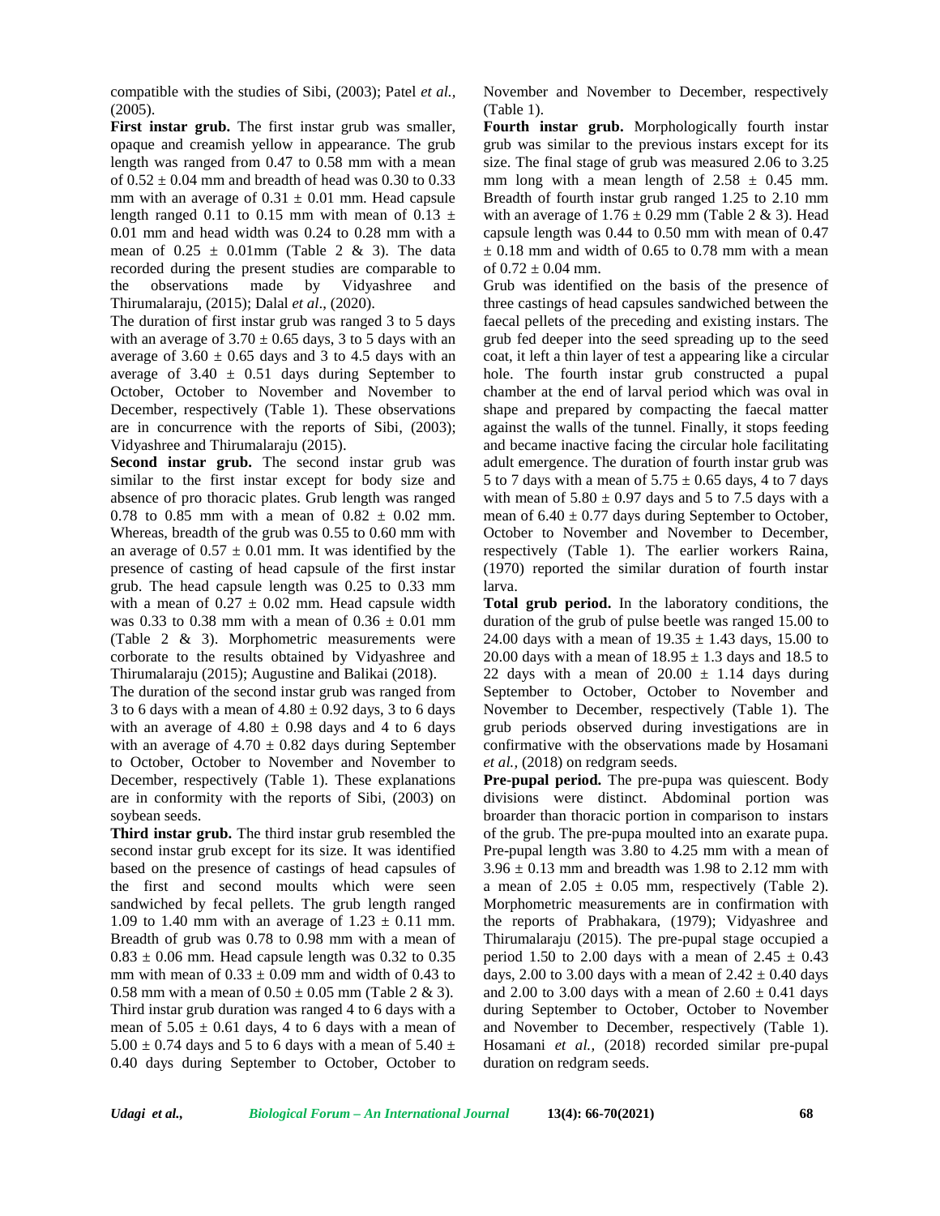compatible with the studies of Sibi, (2003); Patel *et al.*, (2005).

**First instar grub.** The first instar grub was smaller, opaque and creamish yellow in appearance. The grub length was ranged from 0.47 to 0.58 mm with a mean of 0.52 ± 0.04 mm and breadth of head was 0.30 to 0.33 mm with an average of 0.31 ± 0.01 mm. Head capsule length ranged 0.11 to 0.15 mm with mean of 0.13 ± 0.01 mm and head width was 0.24 to 0.28 mm with a mean of 0.25 ± 0.01mm (Table 2 & 3). The data recorded during the present studies are comparable to the observations made by Vidyashree and Thirumalaraju, (2015); Dalal *et al*., (2020).

The duration of first instar grub was ranged 3 to 5 days with an average of 3.70 ± 0.65 days, 3 to 5 days with an average of 3.60 ± 0.65 days and 3 to 4.5 days with an average of 3.40 ± 0.51 days during September to October, October to November and November to December, respectively (Table 1). These observations are in concurrence with the reports of Sibi, (2003); Vidyashree and Thirumalaraju (2015).

**Second instar grub.** The second instar grub was similar to the first instar except for body size and absence of pro thoracic plates. Grub length was ranged 0.78 to 0.85 mm with a mean of 0.82 ± 0.02 mm. Whereas, breadth of the grub was 0.55 to 0.60 mm with an average of 0.57 ± 0.01 mm. It was identified by the presence of casting of head capsule of the first instar grub. The head capsule length was 0.25 to 0.33 mm with a mean of 0.27 ± 0.02 mm. Head capsule width was 0.33 to 0.38 mm with a mean of 0.36 ± 0.01 mm (Table 2 & 3). Morphometric measurements were corborate to the results obtained by Vidyashree and Thirumalaraju (2015); Augustine and Balikai (2018).

The duration of the second instar grub was ranged from 3 to 6 days with a mean of 4.80 ± 0.92 days, 3 to 6 days with an average of 4.80 ± 0.98 days and 4 to 6 days with an average of 4.70 ± 0.82 days during September to October, October to November and November to December, respectively (Table 1). These explanations are in conformity with the reports of Sibi, (2003) on soybean seeds.

**Third instar grub.** The third instar grub resembled the second instar grub except for its size. It was identified based on the presence of castings of head capsules of the first and second moults which were seen sandwiched by fecal pellets. The grub length ranged 1.09 to 1.40 mm with an average of 1.23 ± 0.11 mm. Breadth of grub was 0.78 to 0.98 mm with a mean of 0.83 ± 0.06 mm. Head capsule length was 0.32 to 0.35 mm with mean of 0.33 ± 0.09 mm and width of 0.43 to 0.58 mm with a mean of 0.50 ± 0.05 mm (Table 2 & 3).

Third instar grub duration was ranged 4 to 6 days with a mean of 5.05 ± 0.61 days, 4 to 6 days with a mean of 5.00 ± 0.74 days and 5 to 6 days with a mean of 5.40 ± 0.40 days during September to October, October to November and November to December, respectively (Table 1).

**Fourth instar grub.** Morphologically fourth instar grub was similar to the previous instars except for its size. The final stage of grub was measured 2.06 to 3.25 mm long with a mean length of 2.58 ± 0.45 mm. Breadth of fourth instar grub ranged 1.25 to 2.10 mm with an average of 1.76 ± 0.29 mm (Table 2 & 3). Head capsule length was 0.44 to 0.50 mm with mean of 0.47 ± 0.18 mm and width of 0.65 to 0.78 mm with a mean of 0.72 ± 0.04 mm.

Grub was identified on the basis of the presence of three castings of head capsules sandwiched between the faecal pellets of the preceding and existing instars. The grub fed deeper into the seed spreading up to the seed coat, it left a thin layer of test a appearing like a circular hole. The fourth instar grub constructed a pupal chamber at the end of larval period which was oval in shape and prepared by compacting the faecal matter against the walls of the tunnel. Finally, it stops feeding and became inactive facing the circular hole facilitating adult emergence. The duration of fourth instar grub was 5 to 7 days with a mean of 5.75 ± 0.65 days, 4 to 7 days with mean of 5.80 ± 0.97 days and 5 to 7.5 days with a mean of 6.40 ± 0.77 days during September to October, October to November and November to December, respectively (Table 1). The earlier workers Raina, (1970) reported the similar duration of fourth instar larva.

**Total grub period.** In the laboratory conditions, the duration of the grub of pulse beetle was ranged 15.00 to 24.00 days with a mean of 19.35 ± 1.43 days, 15.00 to 20.00 days with a mean of 18.95 ± 1.3 days and 18.5 to 22 days with a mean of 20.00 ± 1.14 days during September to October, October to November and November to December, respectively (Table 1). The grub periods observed during investigations are in confirmative with the observations made by Hosamani *et al.,* (2018) on redgram seeds.

**Pre-pupal period.** The pre-pupa was quiescent. Body divisions were distinct. Abdominal portion was broarder than thoracic portion in comparison to instars of the grub. The pre-pupa moulted into an exarate pupa. Pre-pupal length was 3.80 to 4.25 mm with a mean of 3.96 ± 0.13 mm and breadth was 1.98 to 2.12 mm with a mean of 2.05 ± 0.05 mm, respectively (Table 2). Morphometric measurements are in confirmation with the reports of Prabhakara, (1979); Vidyashree and Thirumalaraju (2015). The pre-pupal stage occupied a period 1.50 to 2.00 days with a mean of 2.45 ± 0.43 days, 2.00 to 3.00 days with a mean of 2.42 ± 0.40 days and 2.00 to 3.00 days with a mean of 2.60 ± 0.41 days during September to October, October to November and November to December, respectively (Table 1). Hosamani *et al.,* (2018) recorded similar pre-pupal duration on redgram seeds.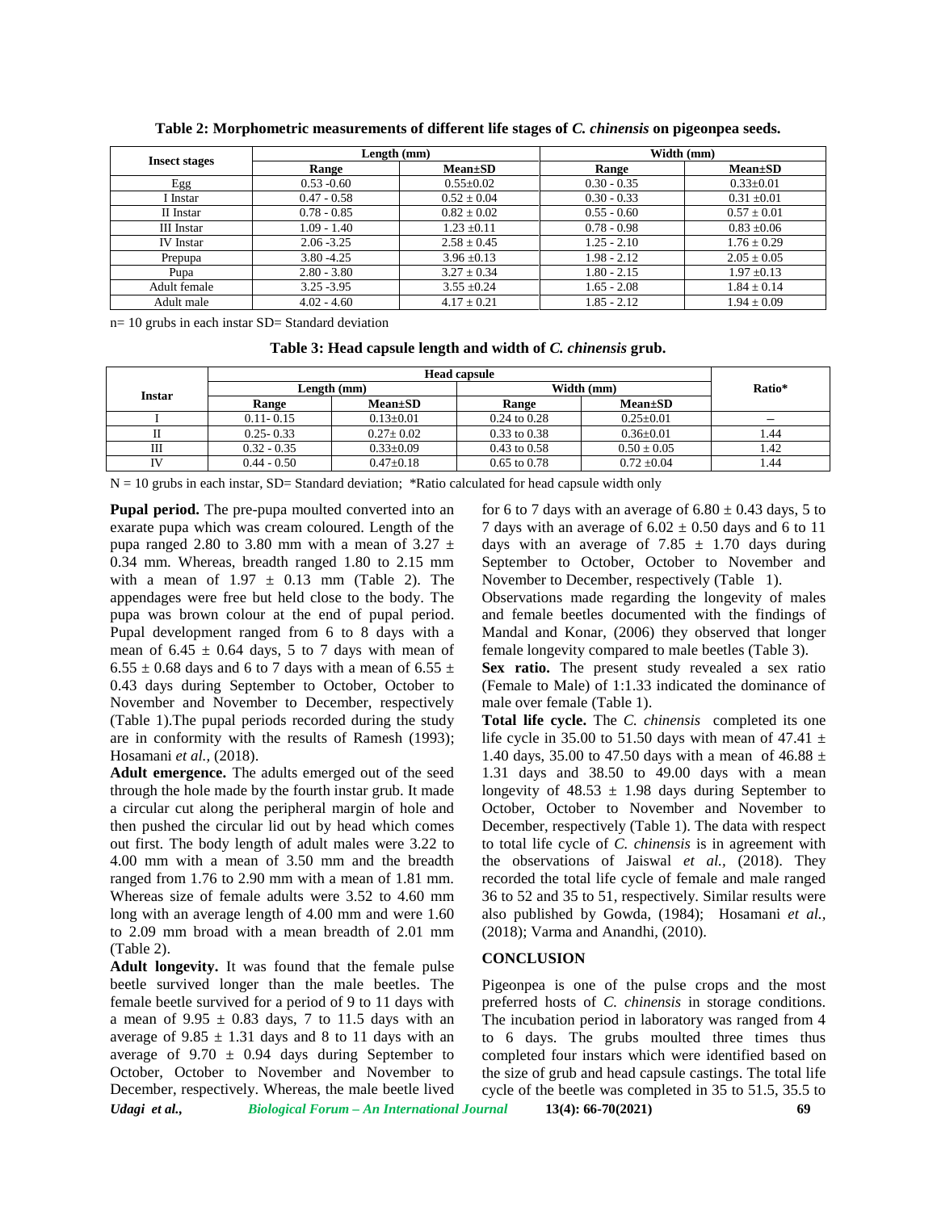**Table 2: Morphometric measurements of different life stages of *C. chinensis* on pigeonpea seeds.**

| Insect stages | Length (mm) | | Width (mm) | |
|---|---|---|---|---|
| | Range | Mean±SD | Range | Mean±SD |
| Egg | 0.53 -0.60 | 0.55±0.02 | 0.30 - 0.35 | 0.33±0.01 |
| I Instar | 0.47 - 0.58 | 0.52 ± 0.04 | 0.30 - 0.33 | 0.31 ±0.01 |
| II Instar | 0.78 - 0.85 | 0.82 ± 0.02 | 0.55 - 0.60 | 0.57 ± 0.01 |
| III Instar | 1.09 - 1.40 | 1.23 ±0.11 | 0.78 - 0.98 | 0.83 ±0.06 |
| IV Instar | 2.06 -3.25 | 2.58 ± 0.45 | 1.25 - 2.10 | 1.76 ± 0.29 |
| Prepupa | 3.80 -4.25 | 3.96 ±0.13 | 1.98 - 2.12 | 2.05 ± 0.05 |
| Pupa | 2.80 - 3.80 | 3.27 ± 0.34 | 1.80 - 2.15 | 1.97 ±0.13 |
| Adult female | 3.25 -3.95 | 3.55 ±0.24 | 1.65 - 2.08 | 1.84 ± 0.14 |
| Adult male | 4.02 - 4.60 | 4.17 ± 0.21 | 1.85 - 2.12 | 1.94 ± 0.09 |

n= 10 grubs in each instar SD= Standard deviation

**Table 3: Head capsule length and width of *C. chinensis* grub.**

| Instar | Head capsule | | | | Ratio* |
|---|---|---|---|---|---|
| | Length (mm) | | Width (mm) | | |
| | Range | Mean±SD | Range | Mean±SD | |
| I | 0.11- 0.15 | 0.13±0.01 | 0.24 to 0.28 | 0.25±0.01 | – |
| II | 0.25- 0.33 | 0.27± 0.02 | 0.33 to 0.38 | 0.36±0.01 | 1.44 |
| III | 0.32 - 0.35 | 0.33±0.09 | 0.43 to 0.58 | 0.50 ± 0.05 | 1.42 |
| IV | 0.44 - 0.50 | 0.47±0.18 | 0.65 to 0.78 | 0.72 ±0.04 | 1.44 |

N = 10 grubs in each instar, SD= Standard deviation; *Ratio calculated for head capsule width only

**Pupal period.** The pre-pupa moulted converted into an exarate pupa which was cream coloured. Length of the pupa ranged 2.80 to 3.80 mm with a mean of 3.27 ± 0.34 mm. Whereas, breadth ranged 1.80 to 2.15 mm with a mean of 1.97 ± 0.13 mm (Table 2). The appendages were free but held close to the body. The pupa was brown colour at the end of pupal period. Pupal development ranged from 6 to 8 days with a mean of 6.45 ± 0.64 days, 5 to 7 days with mean of 6.55 ± 0.68 days and 6 to 7 days with a mean of 6.55 ± 0.43 days during September to October, October to November and November to December, respectively (Table 1).The pupal periods recorded during the study are in conformity with the results of Ramesh (1993); Hosamani *et al.,* (2018).

**Adult emergence.** The adults emerged out of the seed through the hole made by the fourth instar grub. It made a circular cut along the peripheral margin of hole and then pushed the circular lid out by head which comes out first. The body length of adult males were 3.22 to 4.00 mm with a mean of 3.50 mm and the breadth ranged from 1.76 to 2.90 mm with a mean of 1.81 mm. Whereas size of female adults were 3.52 to 4.60 mm long with an average length of 4.00 mm and were 1.60 to 2.09 mm broad with a mean breadth of 2.01 mm (Table 2).

**Adult longevity.** It was found that the female pulse beetle survived longer than the male beetles. The female beetle survived for a period of 9 to 11 days with a mean of 9.95 ± 0.83 days, 7 to 11.5 days with an average of 9.85 ± 1.31 days and 8 to 11 days with an average of 9.70 ± 0.94 days during September to October, October to November and November to December, respectively. Whereas, the male beetle lived for 6 to 7 days with an average of 6.80 ± 0.43 days, 5 to 7 days with an average of 6.02 ± 0.50 days and 6 to 11 days with an average of 7.85 ± 1.70 days during September to October, October to November and November to December, respectively (Table 1).

Observations made regarding the longevity of males and female beetles documented with the findings of Mandal and Konar, (2006) they observed that longer female longevity compared to male beetles (Table 3).

**Sex ratio.** The present study revealed a sex ratio (Female to Male) of 1:1.33 indicated the dominance of male over female (Table 1).

**Total life cycle.** The *C. chinensis* completed its one life cycle in 35.00 to 51.50 days with mean of 47.41 ± 1.40 days, 35.00 to 47.50 days with a mean of 46.88 ± 1.31 days and 38.50 to 49.00 days with a mean longevity of 48.53 ± 1.98 days during September to October, October to November and November to December, respectively (Table 1). The data with respect to total life cycle of *C. chinensis* is in agreement with the observations of Jaiswal *et al.,* (2018). They recorded the total life cycle of female and male ranged 36 to 52 and 35 to 51, respectively. Similar results were also published by Gowda, (1984); Hosamani *et al.,* (2018); Varma and Anandhi, (2010).

## CONCLUSION

Pigeonpea is one of the pulse crops and the most preferred hosts of *C. chinensis* in storage conditions. The incubation period in laboratory was ranged from 4 to 6 days. The grubs moulted three times thus completed four instars which were identified based on the size of grub and head capsule castings. The total life cycle of the beetle was completed in 35 to 51.5, 35.5 to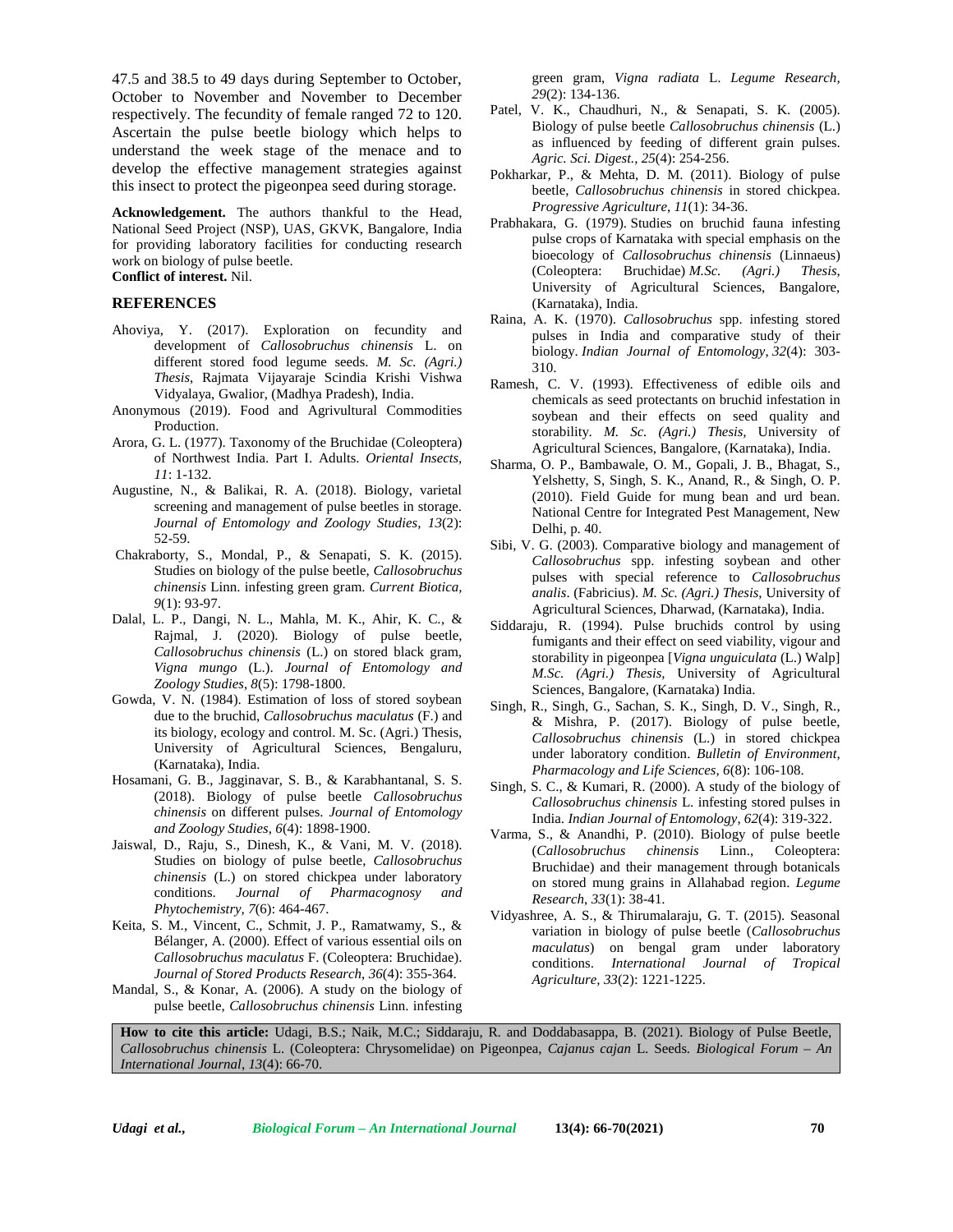47.5 and 38.5 to 49 days during September to October, October to November and November to December respectively. The fecundity of female ranged 72 to 120. Ascertain the pulse beetle biology which helps to understand the week stage of the menace and to develop the effective management strategies against this insect to protect the pigeonpea seed during storage.

**Acknowledgement.** The authors thankful to the Head, National Seed Project (NSP), UAS, GKVK, Bangalore, India for providing laboratory facilities for conducting research work on biology of pulse beetle.

**Conflict of interest.** Nil.

## REFERENCES

Ahoviya, Y. (2017). Exploration on fecundity and development of *Callosobruchus chinensis* L. on different stored food legume seeds. *M. Sc. (Agri.) Thesis*, Rajmata Vijayaraje Scindia Krishi Vishwa Vidyalaya, Gwalior, (Madhya Pradesh), India.

Anonymous (2019). Food and Agrivultural Commodities Production.

Arora, G. L. (1977). Taxonomy of the Bruchidae (Coleoptera) of Northwest India. Part I. Adults. *Oriental Insects, 11*: 1-132.

Augustine, N., & Balikai, R. A. (2018). Biology, varietal screening and management of pulse beetles in storage. *Journal of Entomology and Zoology Studies, 13*(2): 52-59.

Chakraborty, S., Mondal, P., & Senapati, S. K. (2015). Studies on biology of the pulse beetle, *Callosobruchus chinensis* Linn. infesting green gram. *Current Biotica, 9*(1): 93-97.

Dalal, L. P., Dangi, N. L., Mahla, M. K., Ahir, K. C., & Rajmal, J. (2020). Biology of pulse beetle, *Callosobruchus chinensis* (L.) on stored black gram, *Vigna mungo* (L.). *Journal of Entomology and Zoology Studies*, *8*(5): 1798-1800.

Gowda, V. N. (1984). Estimation of loss of stored soybean due to the bruchid, *Callosobruchus maculatus* (F.) and its biology, ecology and control. M. Sc. (Agri.) Thesis, University of Agricultural Sciences, Bengaluru, (Karnataka), India.

Hosamani, G. B., Jagginavar, S. B., & Karabhantanal, S. S. (2018). Biology of pulse beetle *Callosobruchus chinensis* on different pulses. *Journal of Entomology and Zoology Studies, 6*(4): 1898-1900.

Jaiswal, D., Raju, S., Dinesh, K., & Vani, M. V. (2018). Studies on biology of pulse beetle, *Callosobruchus chinensis* (L.) on stored chickpea under laboratory conditions. *Journal of Pharmacognosy and Phytochemistry, 7*(6): 464-467.

Keita, S. M., Vincent, C., Schmit, J. P., Ramatwamy, S., & Bélanger, A. (2000). Effect of various essential oils on *Callosobruchus maculatus* F. (Coleoptera: Bruchidae). *Journal of Stored Products Research, 36*(4): 355-364.

Mandal, S., & Konar, A. (2006). A study on the biology of pulse beetle, *Callosobruchus chinensis* Linn. infesting green gram, *Vigna radiata* L. *Legume Research, 29*(2): 134-136.

Patel, V. K., Chaudhuri, N., & Senapati, S. K. (2005). Biology of pulse beetle *Callosobruchus chinensis* (L.) as influenced by feeding of different grain pulses. *Agric. Sci. Digest., 25*(4): 254-256.

Pokharkar, P., & Mehta, D. M. (2011). Biology of pulse beetle, *Callosobruchus chinensis* in stored chickpea. *Progressive Agriculture, 11*(1): 34-36.

Prabhakara, G. (1979). Studies on bruchid fauna infesting pulse crops of Karnataka with special emphasis on the bioecology of *Callosobruchus chinensis* (Linnaeus) (Coleoptera: Bruchidae) *M.Sc. (Agri.) Thesis*, University of Agricultural Sciences, Bangalore, (Karnataka), India.

Raina, A. K. (1970). *Callosobruchus* spp. infesting stored pulses in India and comparative study of their biology. *Indian Journal of Entomology, 32*(4): 303-310.

Ramesh, C. V. (1993). Effectiveness of edible oils and chemicals as seed protectants on bruchid infestation in soybean and their effects on seed quality and storability. *M. Sc. (Agri.) Thesis*, University of Agricultural Sciences, Bangalore, (Karnataka), India.

Sharma, O. P., Bambawale, O. M., Gopali, J. B., Bhagat, S., Yelshetty, S, Singh, S. K., Anand, R., & Singh, O. P. (2010). Field Guide for mung bean and urd bean. National Centre for Integrated Pest Management, New Delhi, p. 40.

Sibi, V. G. (2003). Comparative biology and management of *Callosobruchus* spp. infesting soybean and other pulses with special reference to *Callosobruchus analis*. (Fabricius). *M. Sc. (Agri.) Thesis*, University of Agricultural Sciences, Dharwad, (Karnataka), India.

Siddaraju, R. (1994). Pulse bruchids control by using fumigants and their effect on seed viability, vigour and storability in pigeonpea [*Vigna unguiculata* (L.) Walp] *M.Sc. (Agri.) Thesis*, University of Agricultural Sciences, Bangalore, (Karnataka) India.

Singh, R., Singh, G., Sachan, S. K., Singh, D. V., Singh, R., & Mishra, P. (2017). Biology of pulse beetle, *Callosobruchus chinensis* (L.) in stored chickpea under laboratory condition. *Bulletin of Environment, Pharmacology and Life Sciences, 6*(8): 106-108.

Singh, S. C., & Kumari, R. (2000). A study of the biology of *Callosobruchus chinensis* L. infesting stored pulses in India. *Indian Journal of Entomology*, *62*(4): 319-322.

Varma, S., & Anandhi, P. (2010). Biology of pulse beetle (*Callosobruchus chinensis* Linn., Coleoptera: Bruchidae) and their management through botanicals on stored mung grains in Allahabad region. *Legume Research*, *33*(1): 38-41.

Vidyashree, A. S., & Thirumalaraju, G. T. (2015). Seasonal variation in biology of pulse beetle (*Callosobruchus maculatus*) on bengal gram under laboratory conditions. *International Journal of Tropical Agriculture, 33*(2): 1221-1225.

**How to cite this article:** Udagi, B.S.; Naik, M.C.; Siddaraju, R. and Doddabasappa, B. (2021). Biology of Pulse Beetle, *Callosobruchus chinensis* L. (Coleoptera: Chrysomelidae) on Pigeonpea, *Cajanus cajan* L. Seeds. *Biological Forum – An International Journal*, *13*(4): 66-70.